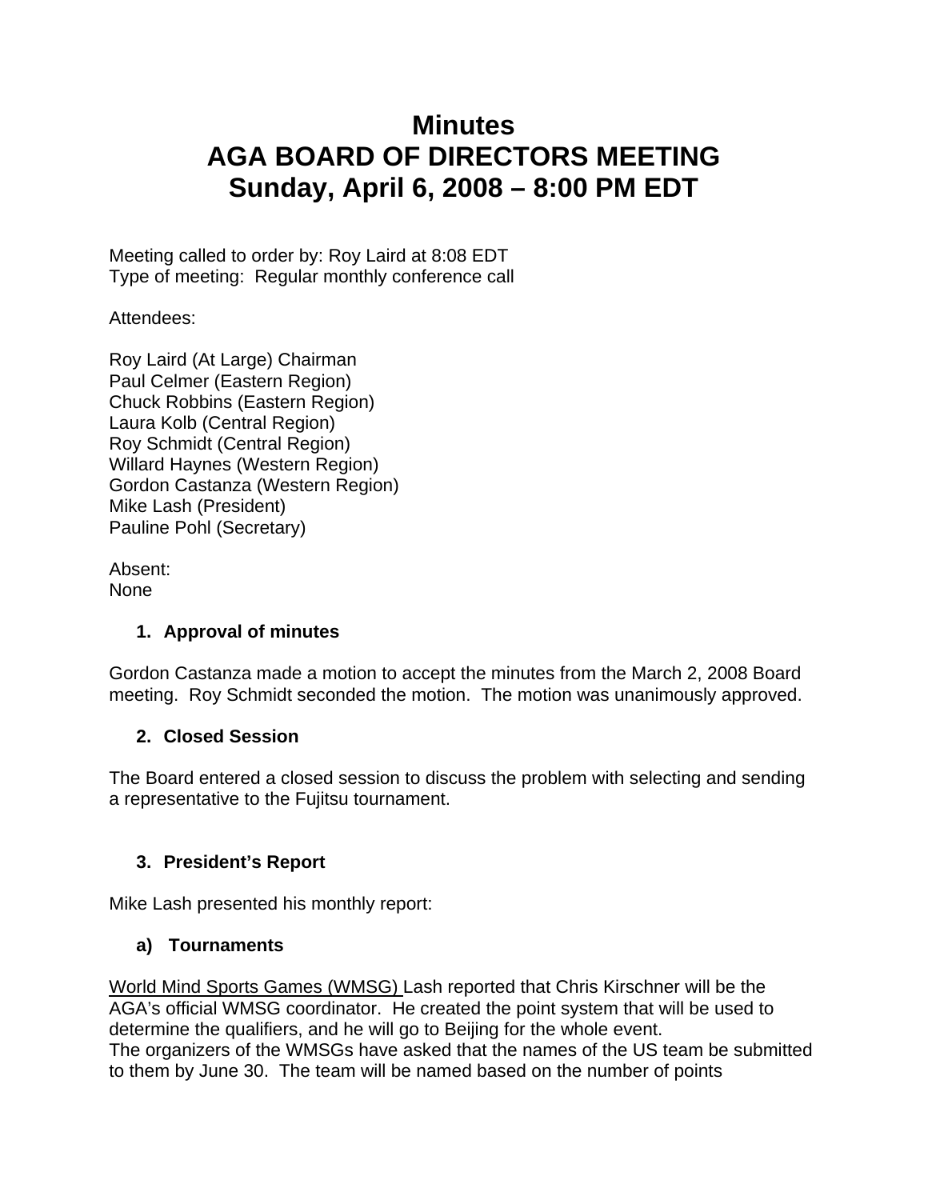# Minutes
# AGA BOARD OF DIRECTORS MEETING
# Sunday, April 6, 2008 – 8:00 PM EDT

Meeting called to order by: Roy Laird at 8:08 EDT
Type of meeting: Regular monthly conference call

Attendees:

Roy Laird (At Large) Chairman
Paul Celmer (Eastern Region)
Chuck Robbins (Eastern Region)
Laura Kolb (Central Region)
Roy Schmidt (Central Region)
Willard Haynes (Western Region)
Gordon Castanza (Western Region)
Mike Lash (President)
Pauline Pohl (Secretary)

Absent:
None

### 1. Approval of minutes

Gordon Castanza made a motion to accept the minutes from the March 2, 2008 Board meeting. Roy Schmidt seconded the motion. The motion was unanimously approved.

### 2. Closed Session

The Board entered a closed session to discuss the problem with selecting and sending a representative to the Fujitsu tournament.

### 3. President's Report

Mike Lash presented his monthly report:

#### a) Tournaments

<u>World Mind Sports Games (WMSG)</u> Lash reported that Chris Kirschner will be the AGA's official WMSG coordinator. He created the point system that will be used to determine the qualifiers, and he will go to Beijing for the whole event.
The organizers of the WMSGs have asked that the names of the US team be submitted to them by June 30. The team will be named based on the number of points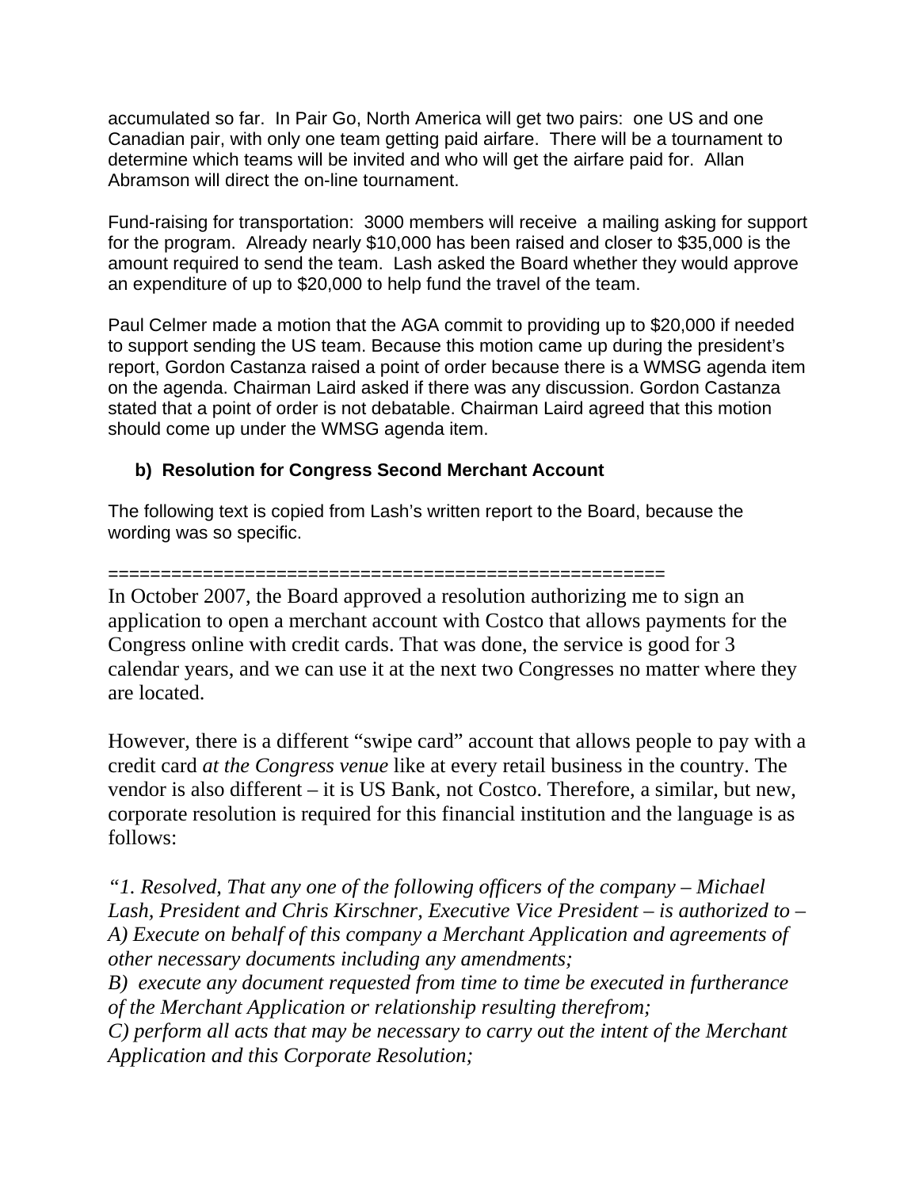accumulated so far. In Pair Go, North America will get two pairs: one US and one Canadian pair, with only one team getting paid airfare. There will be a tournament to determine which teams will be invited and who will get the airfare paid for. Allan Abramson will direct the on-line tournament.

Fund-raising for transportation: 3000 members will receive a mailing asking for support for the program. Already nearly $10,000 has been raised and closer to $35,000 is the amount required to send the team. Lash asked the Board whether they would approve an expenditure of up to $20,000 to help fund the travel of the team.

Paul Celmer made a motion that the AGA commit to providing up to $20,000 if needed to support sending the US team. Because this motion came up during the president's report, Gordon Castanza raised a point of order because there is a WMSG agenda item on the agenda. Chairman Laird asked if there was any discussion. Gordon Castanza stated that a point of order is not debatable. Chairman Laird agreed that this motion should come up under the WMSG agenda item.

**b) Resolution for Congress Second Merchant Account**

The following text is copied from Lash's written report to the Board, because the wording was so specific.

=====================================================

In October 2007, the Board approved a resolution authorizing me to sign an application to open a merchant account with Costco that allows payments for the Congress online with credit cards. That was done, the service is good for 3 calendar years, and we can use it at the next two Congresses no matter where they are located.

However, there is a different "swipe card" account that allows people to pay with a credit card *at the Congress venue* like at every retail business in the country. The vendor is also different – it is US Bank, not Costco. Therefore, a similar, but new, corporate resolution is required for this financial institution and the language is as follows:

*"1. Resolved, That any one of the following officers of the company – Michael Lash, President and Chris Kirschner, Executive Vice President – is authorized to – A) Execute on behalf of this company a Merchant Application and agreements of other necessary documents including any amendments;*
*B) execute any document requested from time to time be executed in furtherance of the Merchant Application or relationship resulting therefrom;*
*C) perform all acts that may be necessary to carry out the intent of the Merchant Application and this Corporate Resolution;*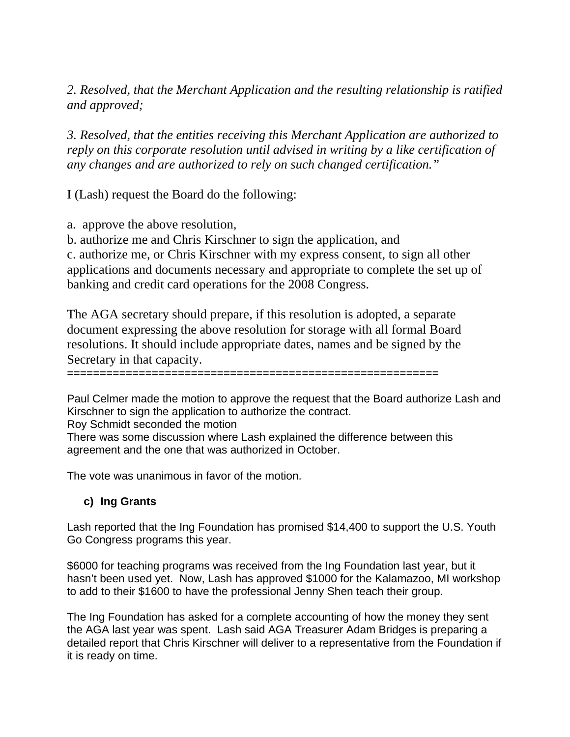*2. Resolved, that the Merchant Application and the resulting relationship is ratified and approved;*

*3. Resolved, that the entities receiving this Merchant Application are authorized to reply on this corporate resolution until advised in writing by a like certification of any changes and are authorized to rely on such changed certification."*

I (Lash) request the Board do the following:

a. approve the above resolution,
b. authorize me and Chris Kirschner to sign the application, and
c. authorize me, or Chris Kirschner with my express consent, to sign all other applications and documents necessary and appropriate to complete the set up of banking and credit card operations for the 2008 Congress.

The AGA secretary should prepare, if this resolution is adopted, a separate document expressing the above resolution for storage with all formal Board resolutions. It should include appropriate dates, names and be signed by the Secretary in that capacity.

==========================================================

Paul Celmer made the motion to approve the request that the Board authorize Lash and Kirschner to sign the application to authorize the contract.
Roy Schmidt seconded the motion
There was some discussion where Lash explained the difference between this agreement and the one that was authorized in October.

The vote was unanimous in favor of the motion.

**c) Ing Grants**

Lash reported that the Ing Foundation has promised $14,400 to support the U.S. Youth Go Congress programs this year.

$6000 for teaching programs was received from the Ing Foundation last year, but it hasn't been used yet. Now, Lash has approved $1000 for the Kalamazoo, MI workshop to add to their $1600 to have the professional Jenny Shen teach their group.

The Ing Foundation has asked for a complete accounting of how the money they sent the AGA last year was spent. Lash said AGA Treasurer Adam Bridges is preparing a detailed report that Chris Kirschner will deliver to a representative from the Foundation if it is ready on time.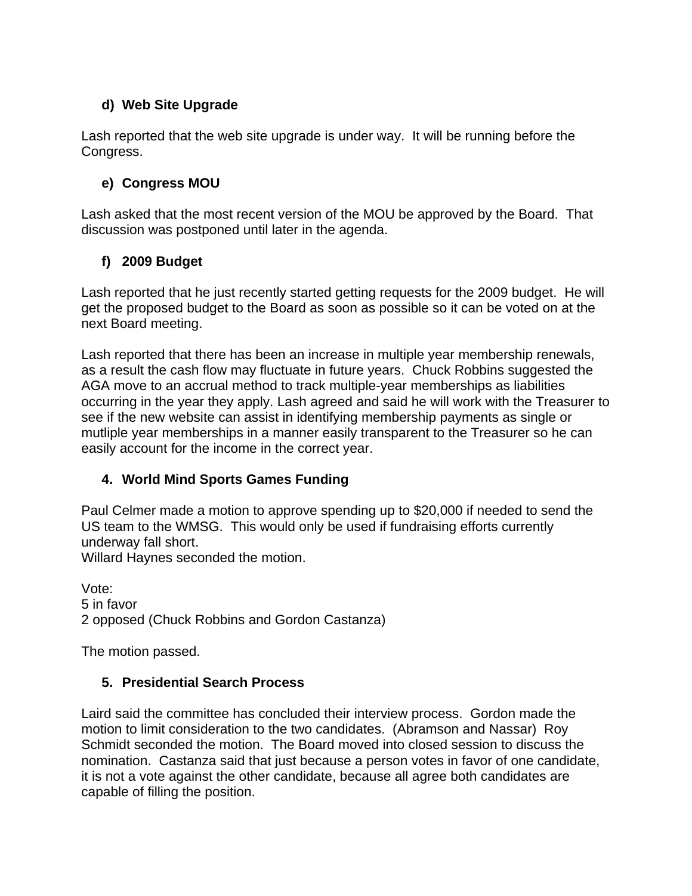**d) Web Site Upgrade**

Lash reported that the web site upgrade is under way. It will be running before the Congress.

**e) Congress MOU**

Lash asked that the most recent version of the MOU be approved by the Board. That discussion was postponed until later in the agenda.

**f) 2009 Budget**

Lash reported that he just recently started getting requests for the 2009 budget. He will get the proposed budget to the Board as soon as possible so it can be voted on at the next Board meeting.

Lash reported that there has been an increase in multiple year membership renewals, as a result the cash flow may fluctuate in future years. Chuck Robbins suggested the AGA move to an accrual method to track multiple-year memberships as liabilities occurring in the year they apply. Lash agreed and said he will work with the Treasurer to see if the new website can assist in identifying membership payments as single or mutliple year memberships in a manner easily transparent to the Treasurer so he can easily account for the income in the correct year.

**4. World Mind Sports Games Funding**

Paul Celmer made a motion to approve spending up to $20,000 if needed to send the US team to the WMSG. This would only be used if fundraising efforts currently underway fall short.
Willard Haynes seconded the motion.

Vote:
5 in favor
2 opposed (Chuck Robbins and Gordon Castanza)

The motion passed.

**5. Presidential Search Process**

Laird said the committee has concluded their interview process. Gordon made the motion to limit consideration to the two candidates. (Abramson and Nassar) Roy Schmidt seconded the motion. The Board moved into closed session to discuss the nomination. Castanza said that just because a person votes in favor of one candidate, it is not a vote against the other candidate, because all agree both candidates are capable of filling the position.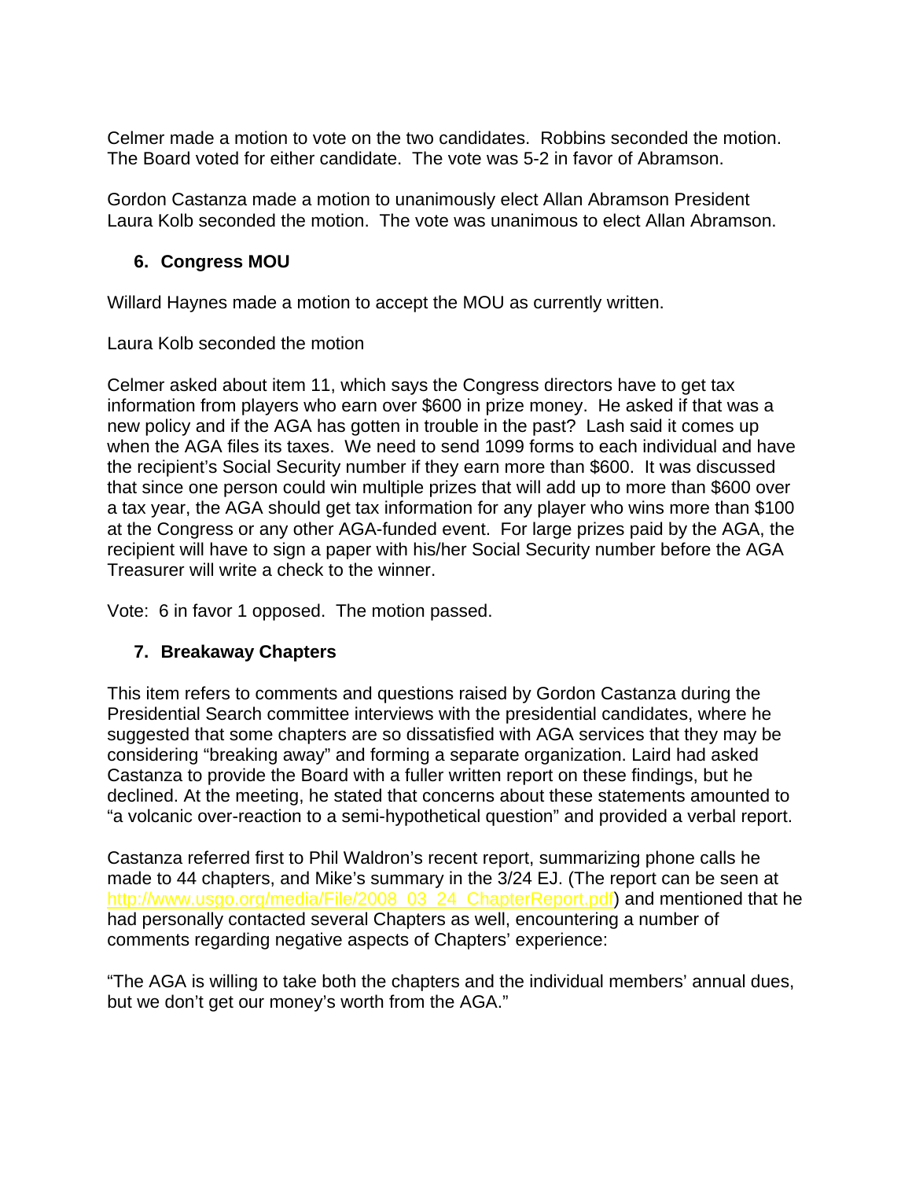Celmer made a motion to vote on the two candidates. Robbins seconded the motion. The Board voted for either candidate. The vote was 5-2 in favor of Abramson.

Gordon Castanza made a motion to unanimously elect Allan Abramson President Laura Kolb seconded the motion. The vote was unanimous to elect Allan Abramson.

6. **Congress MOU**

Willard Haynes made a motion to accept the MOU as currently written.

Laura Kolb seconded the motion

Celmer asked about item 11, which says the Congress directors have to get tax information from players who earn over $600 in prize money. He asked if that was a new policy and if the AGA has gotten in trouble in the past? Lash said it comes up when the AGA files its taxes. We need to send 1099 forms to each individual and have the recipient's Social Security number if they earn more than $600. It was discussed that since one person could win multiple prizes that will add up to more than $600 over a tax year, the AGA should get tax information for any player who wins more than $100 at the Congress or any other AGA-funded event. For large prizes paid by the AGA, the recipient will have to sign a paper with his/her Social Security number before the AGA Treasurer will write a check to the winner.

Vote: 6 in favor 1 opposed. The motion passed.

7. **Breakaway Chapters**

This item refers to comments and questions raised by Gordon Castanza during the Presidential Search committee interviews with the presidential candidates, where he suggested that some chapters are so dissatisfied with AGA services that they may be considering "breaking away" and forming a separate organization. Laird had asked Castanza to provide the Board with a fuller written report on these findings, but he declined. At the meeting, he stated that concerns about these statements amounted to "a volcanic over-reaction to a semi-hypothetical question" and provided a verbal report.

Castanza referred first to Phil Waldron's recent report, summarizing phone calls he made to 44 chapters, and Mike's summary in the 3/24 EJ. (The report can be seen at http://www.usgo.org/media/File/2008_03_24_ChapterReport.pdf) and mentioned that he had personally contacted several Chapters as well, encountering a number of comments regarding negative aspects of Chapters' experience:

"The AGA is willing to take both the chapters and the individual members' annual dues, but we don't get our money's worth from the AGA."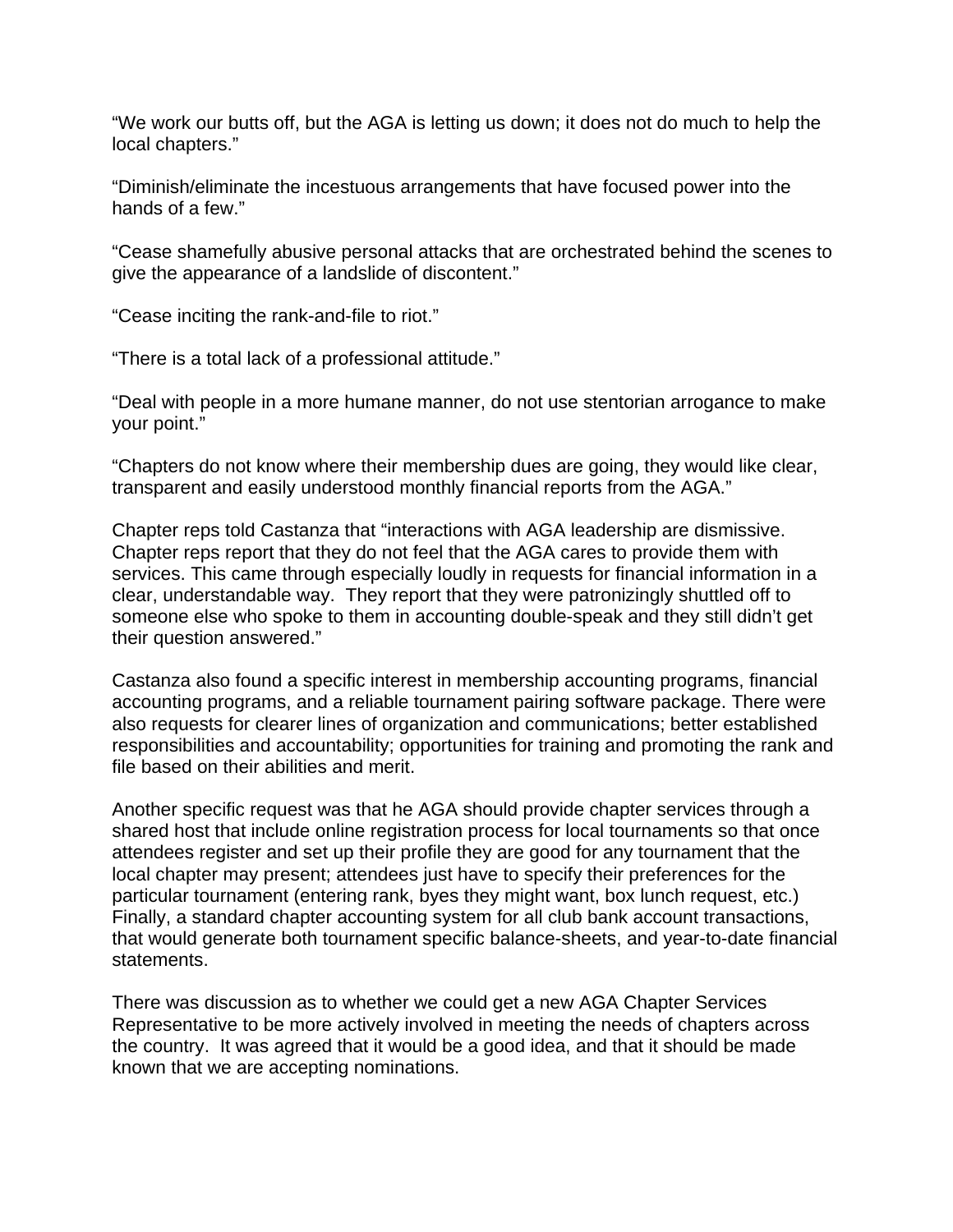"We work our butts off, but the AGA is letting us down; it does not do much to help the local chapters."

"Diminish/eliminate the incestuous arrangements that have focused power into the hands of a few."

"Cease shamefully abusive personal attacks that are orchestrated behind the scenes to give the appearance of a landslide of discontent."

"Cease inciting the rank-and-file to riot."

"There is a total lack of a professional attitude."

"Deal with people in a more humane manner, do not use stentorian arrogance to make your point."

"Chapters do not know where their membership dues are going, they would like clear, transparent and easily understood monthly financial reports from the AGA."

Chapter reps told Castanza that "interactions with AGA leadership are dismissive. Chapter reps report that they do not feel that the AGA cares to provide them with services. This came through especially loudly in requests for financial information in a clear, understandable way. They report that they were patronizingly shuttled off to someone else who spoke to them in accounting double-speak and they still didn't get their question answered."

Castanza also found a specific interest in membership accounting programs, financial accounting programs, and a reliable tournament pairing software package. There were also requests for clearer lines of organization and communications; better established responsibilities and accountability; opportunities for training and promoting the rank and file based on their abilities and merit.

Another specific request was that he AGA should provide chapter services through a shared host that include online registration process for local tournaments so that once attendees register and set up their profile they are good for any tournament that the local chapter may present; attendees just have to specify their preferences for the particular tournament (entering rank, byes they might want, box lunch request, etc.) Finally, a standard chapter accounting system for all club bank account transactions, that would generate both tournament specific balance-sheets, and year-to-date financial statements.

There was discussion as to whether we could get a new AGA Chapter Services Representative to be more actively involved in meeting the needs of chapters across the country. It was agreed that it would be a good idea, and that it should be made known that we are accepting nominations.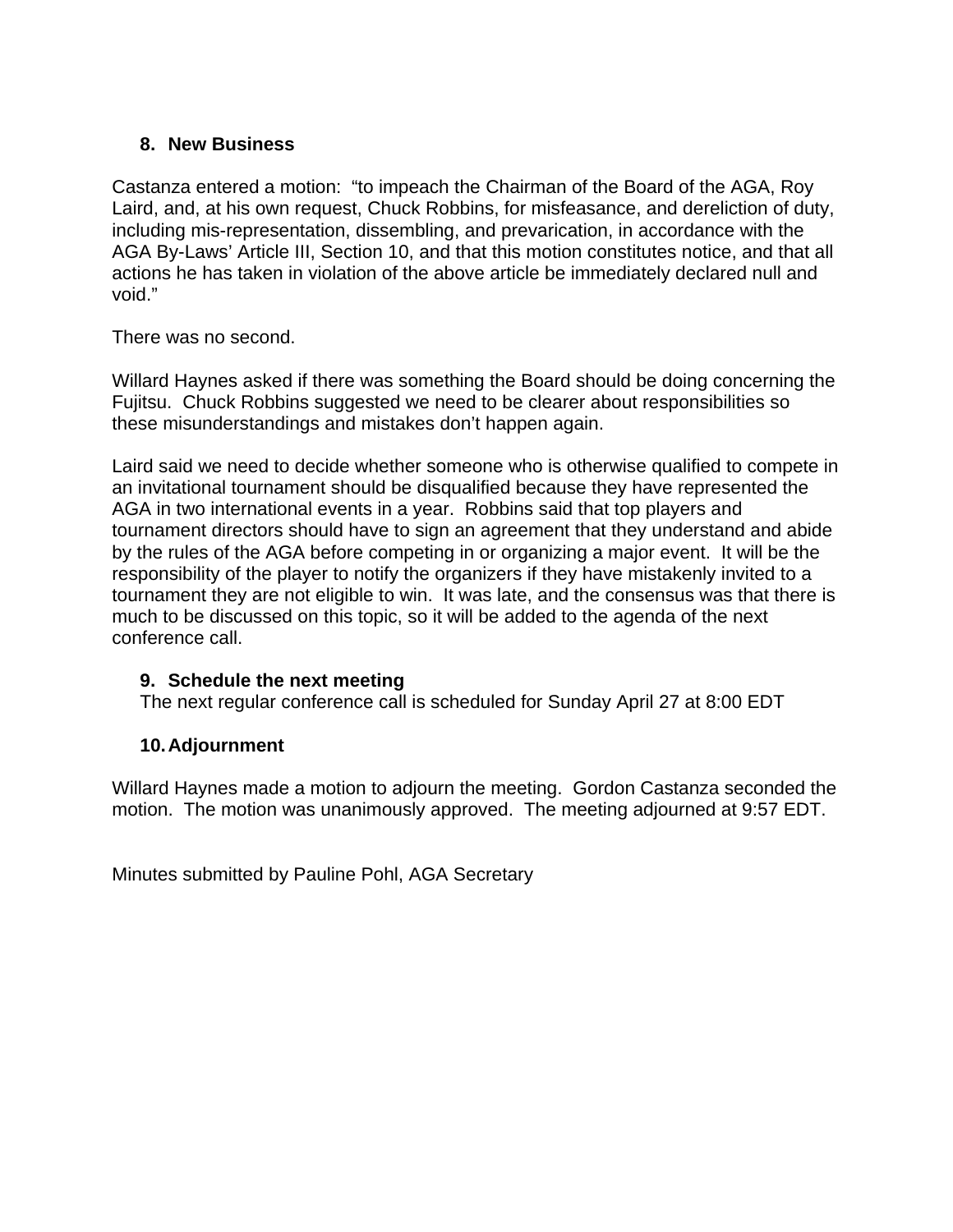## 8. New Business

Castanza entered a motion: "to impeach the Chairman of the Board of the AGA, Roy Laird, and, at his own request, Chuck Robbins, for misfeasance, and dereliction of duty, including mis-representation, dissembling, and prevarication, in accordance with the AGA By-Laws' Article III, Section 10, and that this motion constitutes notice, and that all actions he has taken in violation of the above article be immediately declared null and void."

There was no second.

Willard Haynes asked if there was something the Board should be doing concerning the Fujitsu. Chuck Robbins suggested we need to be clearer about responsibilities so these misunderstandings and mistakes don't happen again.

Laird said we need to decide whether someone who is otherwise qualified to compete in an invitational tournament should be disqualified because they have represented the AGA in two international events in a year. Robbins said that top players and tournament directors should have to sign an agreement that they understand and abide by the rules of the AGA before competing in or organizing a major event. It will be the responsibility of the player to notify the organizers if they have mistakenly invited to a tournament they are not eligible to win. It was late, and the consensus was that there is much to be discussed on this topic, so it will be added to the agenda of the next conference call.

## 9. Schedule the next meeting

The next regular conference call is scheduled for Sunday April 27 at 8:00 EDT

## 10. Adjournment

Willard Haynes made a motion to adjourn the meeting. Gordon Castanza seconded the motion. The motion was unanimously approved. The meeting adjourned at 9:57 EDT.

Minutes submitted by Pauline Pohl, AGA Secretary